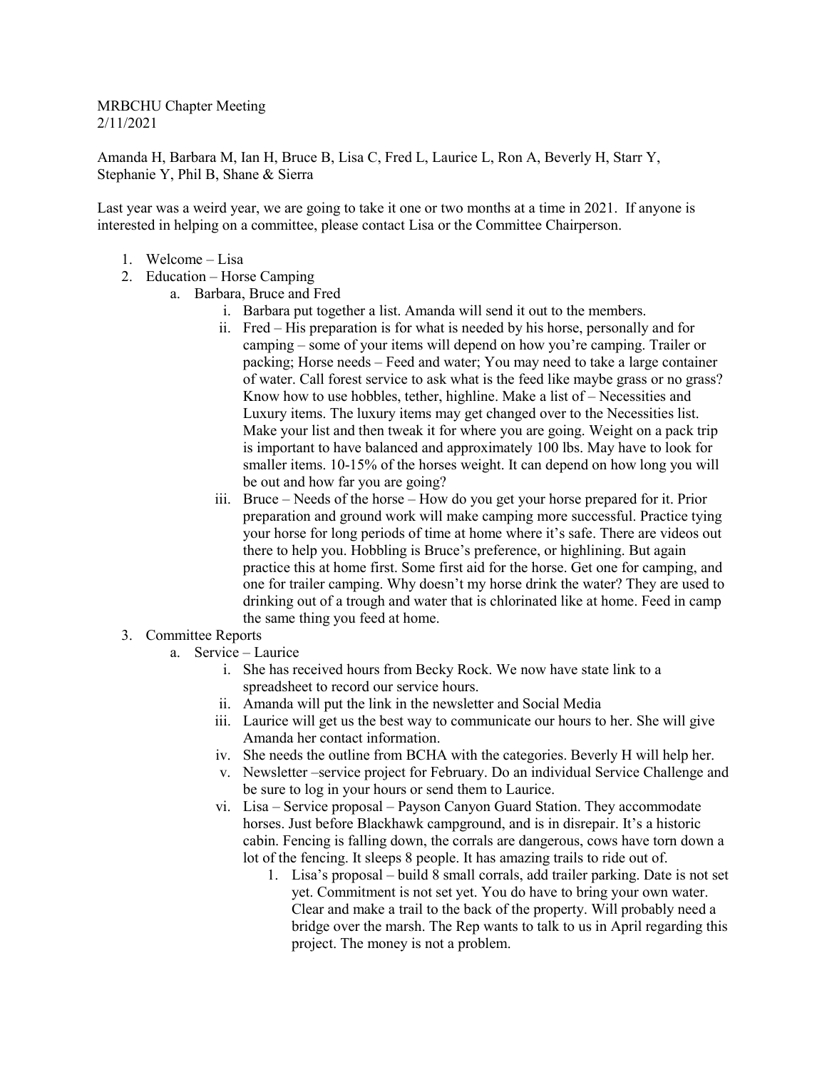MRBCHU Chapter Meeting
2/11/2021

Amanda H, Barbara M, Ian H, Bruce B, Lisa C, Fred L, Laurice L, Ron A, Beverly H, Starr Y, Stephanie Y, Phil B, Shane & Sierra

Last year was a weird year, we are going to take it one or two months at a time in 2021. If anyone is interested in helping on a committee, please contact Lisa or the Committee Chairperson.

1. Welcome – Lisa
2. Education – Horse Camping
   - a. Barbara, Bruce and Fred
     - i. Barbara put together a list. Amanda will send it out to the members.
     - ii. Fred – His preparation is for what is needed by his horse, personally and for camping – some of your items will depend on how you're camping. Trailer or packing; Horse needs – Feed and water; You may need to take a large container of water. Call forest service to ask what is the feed like maybe grass or no grass? Know how to use hobbles, tether, highline. Make a list of – Necessities and Luxury items. The luxury items may get changed over to the Necessities list. Make your list and then tweak it for where you are going. Weight on a pack trip is important to have balanced and approximately 100 lbs. May have to look for smaller items. 10-15% of the horses weight. It can depend on how long you will be out and how far you are going?
     - iii. Bruce – Needs of the horse – How do you get your horse prepared for it. Prior preparation and ground work will make camping more successful. Practice tying your horse for long periods of time at home where it's safe. There are videos out there to help you. Hobbling is Bruce's preference, or highlining. But again practice this at home first. Some first aid for the horse. Get one for camping, and one for trailer camping. Why doesn't my horse drink the water? They are used to drinking out of a trough and water that is chlorinated like at home. Feed in camp the same thing you feed at home.
3. Committee Reports
   - a. Service – Laurice
     - i. She has received hours from Becky Rock. We now have state link to a spreadsheet to record our service hours.
     - ii. Amanda will put the link in the newsletter and Social Media
     - iii. Laurice will get us the best way to communicate our hours to her. She will give Amanda her contact information.
     - iv. She needs the outline from BCHA with the categories. Beverly H will help her.
     - v. Newsletter –service project for February. Do an individual Service Challenge and be sure to log in your hours or send them to Laurice.
     - vi. Lisa – Service proposal – Payson Canyon Guard Station. They accommodate horses. Just before Blackhawk campground, and is in disrepair. It's a historic cabin. Fencing is falling down, the corrals are dangerous, cows have torn down a lot of the fencing. It sleeps 8 people. It has amazing trails to ride out of.
       1. Lisa's proposal – build 8 small corrals, add trailer parking. Date is not set yet. Commitment is not set yet. You do have to bring your own water. Clear and make a trail to the back of the property. Will probably need a bridge over the marsh. The Rep wants to talk to us in April regarding this project. The money is not a problem.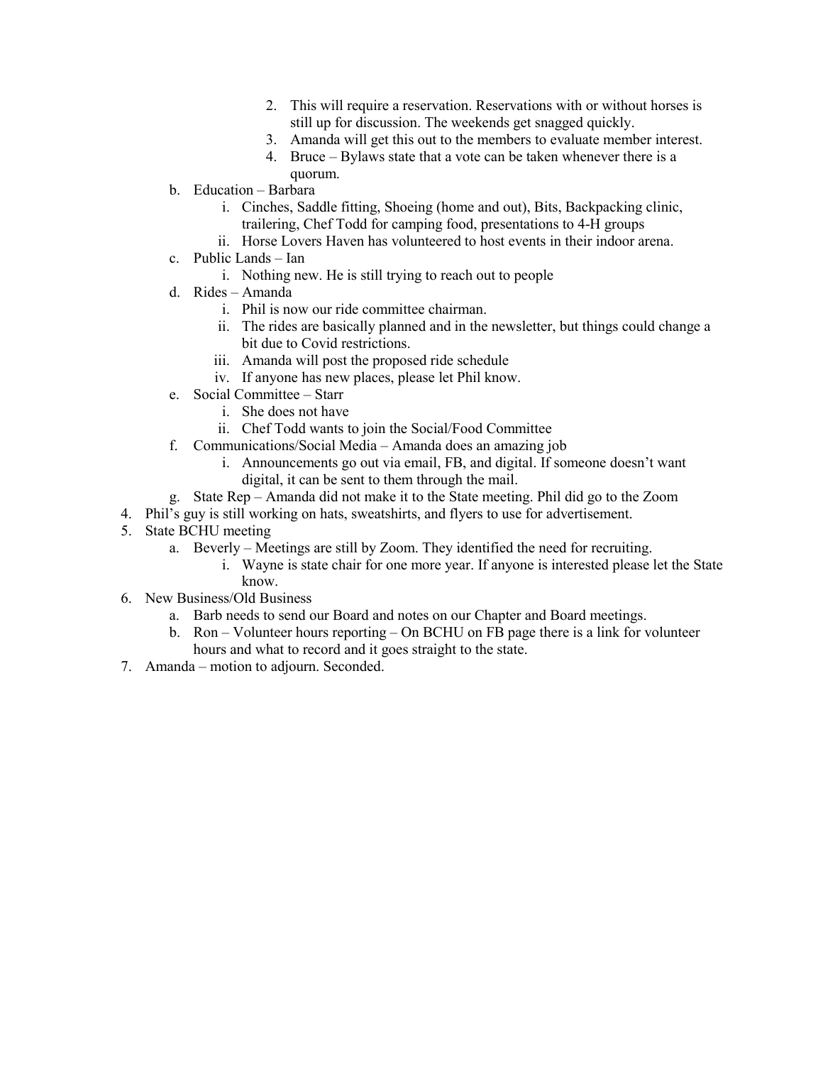2. This will require a reservation. Reservations with or without horses is still up for discussion. The weekends get snagged quickly.
            3. Amanda will get this out to the members to evaluate member interest.
            4. Bruce – Bylaws state that a vote can be taken whenever there is a quorum.
    - b. Education – Barbara
        - i. Cinches, Saddle fitting, Shoeing (home and out), Bits, Backpacking clinic, trailering, Chef Todd for camping food, presentations to 4-H groups
        - ii. Horse Lovers Haven has volunteered to host events in their indoor arena.
    - c. Public Lands – Ian
        - i. Nothing new. He is still trying to reach out to people
    - d. Rides – Amanda
        - i. Phil is now our ride committee chairman.
        - ii. The rides are basically planned and in the newsletter, but things could change a bit due to Covid restrictions.
        - iii. Amanda will post the proposed ride schedule
        - iv. If anyone has new places, please let Phil know.
    - e. Social Committee – Starr
        - i. She does not have
        - ii. Chef Todd wants to join the Social/Food Committee
    - f. Communications/Social Media – Amanda does an amazing job
        - i. Announcements go out via email, FB, and digital. If someone doesn't want digital, it can be sent to them through the mail.
    - g. State Rep – Amanda did not make it to the State meeting. Phil did go to the Zoom

4. Phil's guy is still working on hats, sweatshirts, and flyers to use for advertisement.
5. State BCHU meeting
    - a. Beverly – Meetings are still by Zoom. They identified the need for recruiting.
        - i. Wayne is state chair for one more year. If anyone is interested please let the State know.
6. New Business/Old Business
    - a. Barb needs to send our Board and notes on our Chapter and Board meetings.
    - b. Ron – Volunteer hours reporting – On BCHU on FB page there is a link for volunteer hours and what to record and it goes straight to the state.
7. Amanda – motion to adjourn. Seconded.